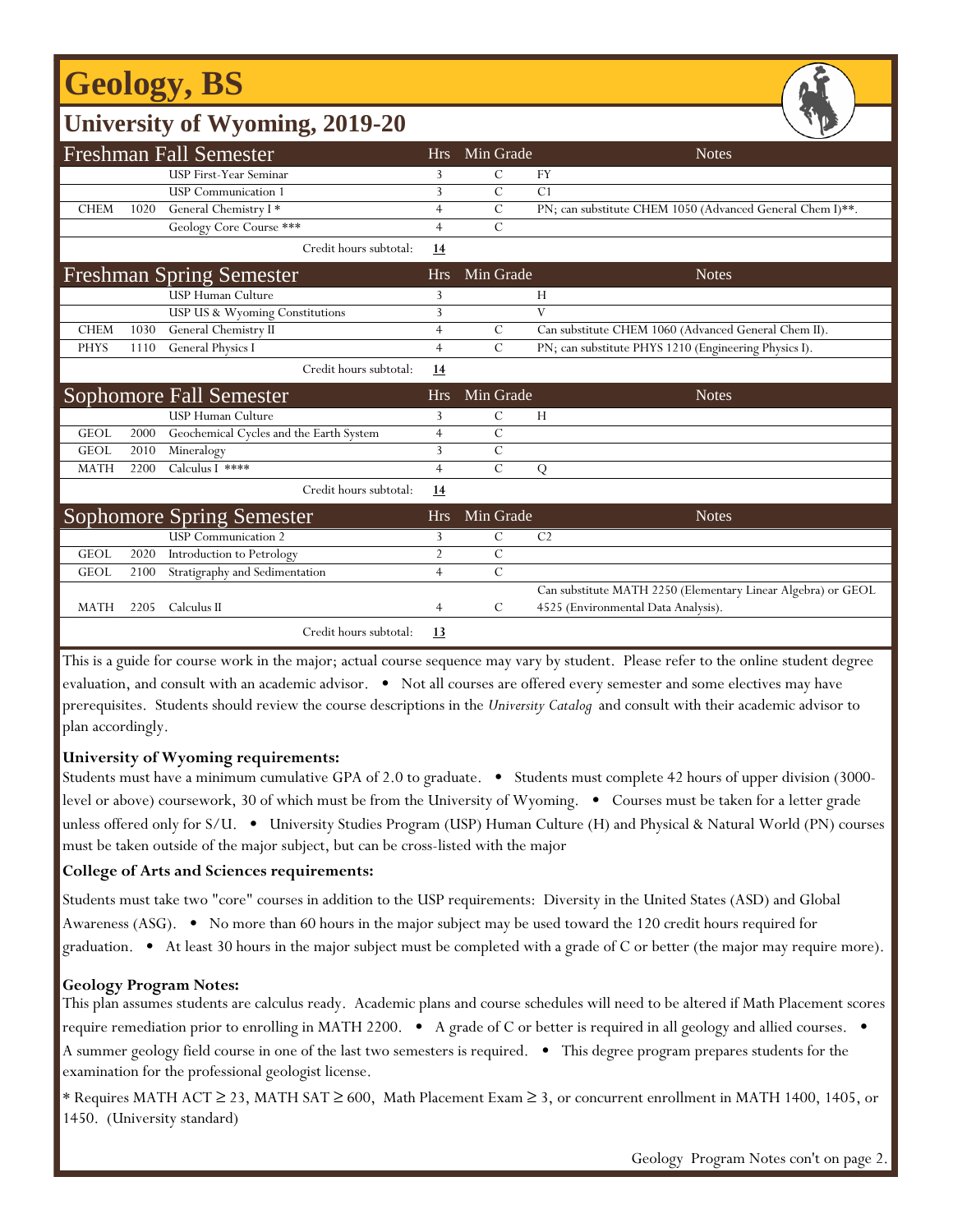# Geology, BS

## University of Wyoming, 2019-20

| Freshman Fall Semester | | | Hrs | Min Grade | Notes |
|---|---|---|---|---|---|
| | | USP First-Year Seminar | 3 | C | FY |
| | | USP Communication 1 | 3 | C | C1 |
| CHEM | 1020 | General Chemistry I * | 4 | C | PN; can substitute CHEM 1050 (Advanced General Chem I)**. |
| | | Geology Core Course *** | 4 | C | |
| | | Credit hours subtotal: | **14** | | |

| Freshman Spring Semester | | | Hrs | Min Grade | Notes |
|---|---|---|---|---|---|
| | | USP Human Culture | 3 | | H |
| | | USP US & Wyoming Constitutions | 3 | | V |
| CHEM | 1030 | General Chemistry II | 4 | C | Can substitute CHEM 1060 (Advanced General Chem II). |
| PHYS | 1110 | General Physics I | 4 | C | PN; can substitute PHYS 1210 (Engineering Physics I). |
| | | Credit hours subtotal: | **14** | | |

| Sophomore Fall Semester | | | Hrs | Min Grade | Notes |
|---|---|---|---|---|---|
| | | USP Human Culture | 3 | C | H |
| GEOL | 2000 | Geochemical Cycles and the Earth System | 4 | C | |
| GEOL | 2010 | Mineralogy | 3 | C | |
| MATH | 2200 | Calculus I **** | 4 | C | Q |
| | | Credit hours subtotal: | **14** | | |

| Sophomore Spring Semester | | | Hrs | Min Grade | Notes |
|---|---|---|---|---|---|
| | | USP Communication 2 | 3 | C | C2 |
| GEOL | 2020 | Introduction to Petrology | 2 | C | |
| GEOL | 2100 | Stratigraphy and Sedimentation | 4 | C | |
| MATH | 2205 | Calculus II | 4 | C | Can substitute MATH 2250 (Elementary Linear Algebra) or GEOL 4525 (Environmental Data Analysis). |
| | | Credit hours subtotal: | **13** | | |

This is a guide for course work in the major; actual course sequence may vary by student. Please refer to the online student degree evaluation, and consult with an academic advisor. • Not all courses are offered every semester and some electives may have prerequisites. Students should review the course descriptions in the *University Catalog* and consult with their academic advisor to plan accordingly.

**University of Wyoming requirements:**

Students must have a minimum cumulative GPA of 2.0 to graduate. • Students must complete 42 hours of upper division (3000-level or above) coursework, 30 of which must be from the University of Wyoming. • Courses must be taken for a letter grade unless offered only for S/U. • University Studies Program (USP) Human Culture (H) and Physical & Natural World (PN) courses must be taken outside of the major subject, but can be cross-listed with the major

**College of Arts and Sciences requirements:**

Students must take two "core" courses in addition to the USP requirements: Diversity in the United States (ASD) and Global Awareness (ASG). • No more than 60 hours in the major subject may be used toward the 120 credit hours required for graduation. • At least 30 hours in the major subject must be completed with a grade of C or better (the major may require more).

**Geology Program Notes:**

This plan assumes students are calculus ready. Academic plans and course schedules will need to be altered if Math Placement scores require remediation prior to enrolling in MATH 2200. • A grade of C or better is required in all geology and allied courses. • A summer geology field course in one of the last two semesters is required. • This degree program prepares students for the examination for the professional geologist license.

* Requires MATH ACT ≥ 23, MATH SAT ≥ 600, Math Placement Exam ≥ 3, or concurrent enrollment in MATH 1400, 1405, or 1450. (University standard)

Geology Program Notes con't on page 2.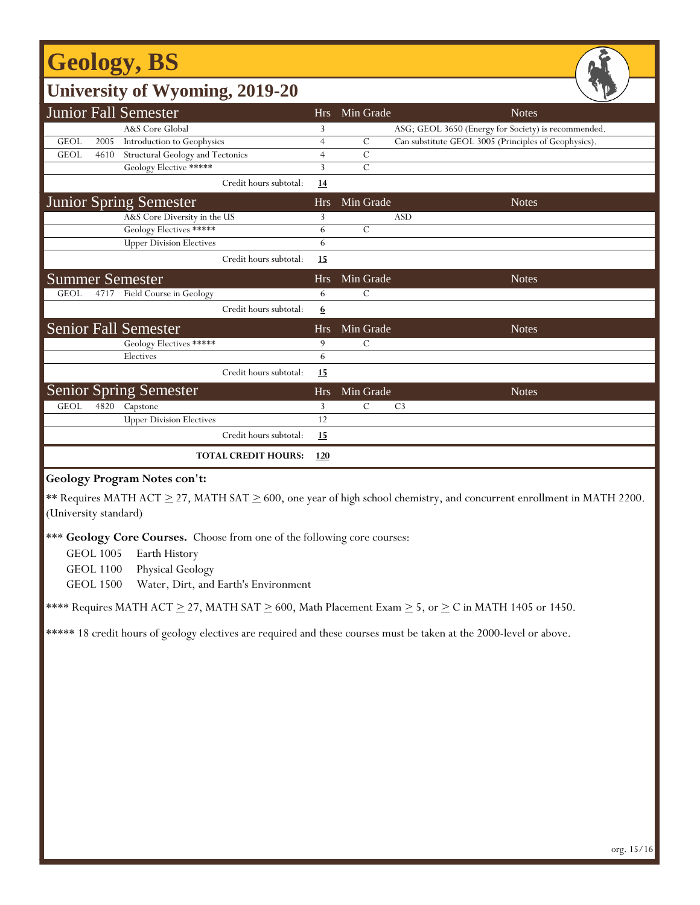# Geology, BS

## University of Wyoming, 2019-20

| Junior Fall Semester | | | Hrs | Min Grade | Notes |
|---|---|---|---|---|---|
| | | A&S Core Global | 3 | | ASG; GEOL 3650 (Energy for Society) is recommended. |
| GEOL | 2005 | Introduction to Geophysics | 4 | C | Can substitute GEOL 3005 (Principles of Geophysics). |
| GEOL | 4610 | Structural Geology and Tectonics | 4 | C | |
| | | Geology Elective ***** | 3 | C | |
| | | Credit hours subtotal: | 14 | | |

| Junior Spring Semester | | | Hrs | Min Grade | Notes |
|---|---|---|---|---|---|
| | | A&S Core Diversity in the US | 3 | | ASD |
| | | Geology Electives ***** | 6 | C | |
| | | Upper Division Electives | 6 | | |
| | | Credit hours subtotal: | 15 | | |

| Summer Semester | | | Hrs | Min Grade | Notes |
|---|---|---|---|---|---|
| GEOL | 4717 | Field Course in Geology | 6 | C | |
| | | Credit hours subtotal: | 6 | | |

| Senior Fall Semester | | | Hrs | Min Grade | Notes |
|---|---|---|---|---|---|
| | | Geology Electives ***** | 9 | C | |
| | | Electives | 6 | | |
| | | Credit hours subtotal: | 15 | | |

| Senior Spring Semester | | | Hrs | Min Grade | Notes |
|---|---|---|---|---|---|
| GEOL | 4820 | Capstone | 3 | C | C3 |
| | | Upper Division Electives | 12 | | |
| | | Credit hours subtotal: | 15 | | |
| | | **TOTAL CREDIT HOURS:** | 120 | | |

**Geology Program Notes con't:**

** Requires MATH ACT ≥ 27, MATH SAT ≥ 600, one year of high school chemistry, and concurrent enrollment in MATH 2200. (University standard)

*** **Geology Core Courses.** Choose from one of the following core courses:

- GEOL 1005 Earth History
- GEOL 1100 Physical Geology
- GEOL 1500 Water, Dirt, and Earth's Environment

**** Requires MATH ACT ≥ 27, MATH SAT ≥ 600, Math Placement Exam ≥ 5, or ≥ C in MATH 1405 or 1450.

***** 18 credit hours of geology electives are required and these courses must be taken at the 2000-level or above.

org. 15/16